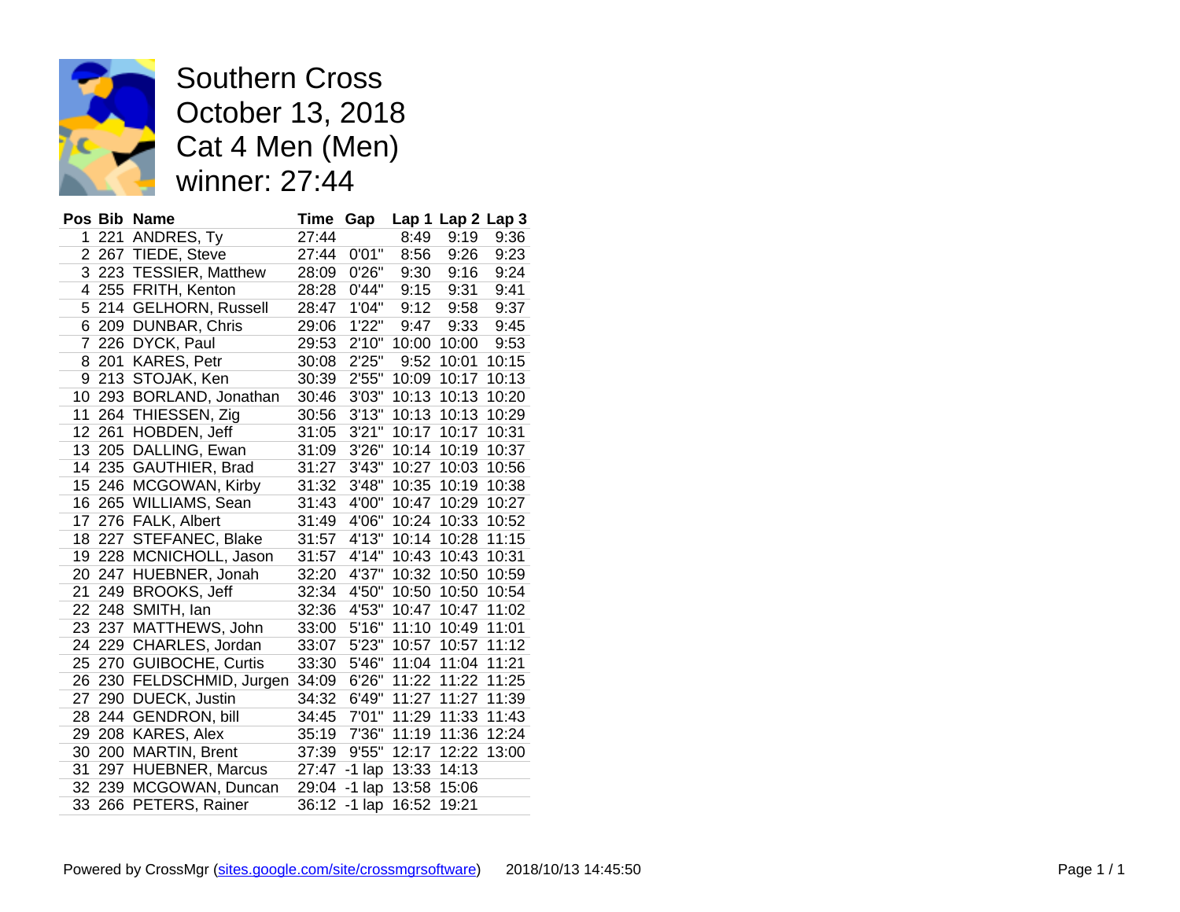# Southern Cross
# October 13, 2018
# Cat 4 Men (Men)
# winner: 27:44

| Pos | Bib | Name | Time | Gap | Lap 1 | Lap 2 | Lap 3 |
|---|---|---|---|---|---|---|---|
| 1 | 221 | ANDRES, Ty | 27:44 | | 8:49 | 9:19 | 9:36 |
| 2 | 267 | TIEDE, Steve | 27:44 | 0'01" | 8:56 | 9:26 | 9:23 |
| 3 | 223 | TESSIER, Matthew | 28:09 | 0'26" | 9:30 | 9:16 | 9:24 |
| 4 | 255 | FRITH, Kenton | 28:28 | 0'44" | 9:15 | 9:31 | 9:41 |
| 5 | 214 | GELHORN, Russell | 28:47 | 1'04" | 9:12 | 9:58 | 9:37 |
| 6 | 209 | DUNBAR, Chris | 29:06 | 1'22" | 9:47 | 9:33 | 9:45 |
| 7 | 226 | DYCK, Paul | 29:53 | 2'10" | 10:00 | 10:00 | 9:53 |
| 8 | 201 | KARES, Petr | 30:08 | 2'25" | 9:52 | 10:01 | 10:15 |
| 9 | 213 | STOJAK, Ken | 30:39 | 2'55" | 10:09 | 10:17 | 10:13 |
| 10 | 293 | BORLAND, Jonathan | 30:46 | 3'03" | 10:13 | 10:13 | 10:20 |
| 11 | 264 | THIESSEN, Zig | 30:56 | 3'13" | 10:13 | 10:13 | 10:29 |
| 12 | 261 | HOBDEN, Jeff | 31:05 | 3'21" | 10:17 | 10:17 | 10:31 |
| 13 | 205 | DALLING, Ewan | 31:09 | 3'26" | 10:14 | 10:19 | 10:37 |
| 14 | 235 | GAUTHIER, Brad | 31:27 | 3'43" | 10:27 | 10:03 | 10:56 |
| 15 | 246 | MCGOWAN, Kirby | 31:32 | 3'48" | 10:35 | 10:19 | 10:38 |
| 16 | 265 | WILLIAMS, Sean | 31:43 | 4'00" | 10:47 | 10:29 | 10:27 |
| 17 | 276 | FALK, Albert | 31:49 | 4'06" | 10:24 | 10:33 | 10:52 |
| 18 | 227 | STEFANEC, Blake | 31:57 | 4'13" | 10:14 | 10:28 | 11:15 |
| 19 | 228 | MCNICHOLL, Jason | 31:57 | 4'14" | 10:43 | 10:43 | 10:31 |
| 20 | 247 | HUEBNER, Jonah | 32:20 | 4'37" | 10:32 | 10:50 | 10:59 |
| 21 | 249 | BROOKS, Jeff | 32:34 | 4'50" | 10:50 | 10:50 | 10:54 |
| 22 | 248 | SMITH, Ian | 32:36 | 4'53" | 10:47 | 10:47 | 11:02 |
| 23 | 237 | MATTHEWS, John | 33:00 | 5'16" | 11:10 | 10:49 | 11:01 |
| 24 | 229 | CHARLES, Jordan | 33:07 | 5'23" | 10:57 | 10:57 | 11:12 |
| 25 | 270 | GUIBOCHE, Curtis | 33:30 | 5'46" | 11:04 | 11:04 | 11:21 |
| 26 | 230 | FELDSCHMID, Jurgen | 34:09 | 6'26" | 11:22 | 11:22 | 11:25 |
| 27 | 290 | DUECK, Justin | 34:32 | 6'49" | 11:27 | 11:27 | 11:39 |
| 28 | 244 | GENDRON, bill | 34:45 | 7'01" | 11:29 | 11:33 | 11:43 |
| 29 | 208 | KARES, Alex | 35:19 | 7'36" | 11:19 | 11:36 | 12:24 |
| 30 | 200 | MARTIN, Brent | 37:39 | 9'55" | 12:17 | 12:22 | 13:00 |
| 31 | 297 | HUEBNER, Marcus | 27:47 | -1 lap | 13:33 | 14:13 | |
| 32 | 239 | MCGOWAN, Duncan | 29:04 | -1 lap | 13:58 | 15:06 | |
| 33 | 266 | PETERS, Rainer | 36:12 | -1 lap | 16:52 | 19:21 | |

Powered by CrossMgr (sites.google.com/site/crossmgrsoftware) 2018/10/13 14:45:50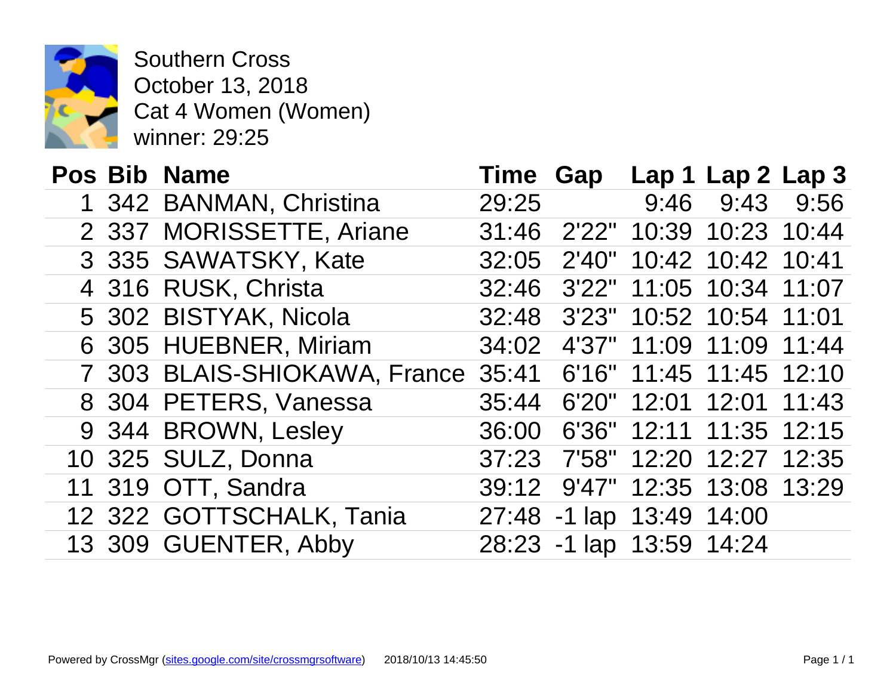Southern Cross
October 13, 2018
Cat 4 Women (Women)
winner: 29:25

| Pos | Bib | Name | Time | Gap | Lap 1 | Lap 2 | Lap 3 |
|---|---|---|---|---|---|---|---|
| 1 | 342 | BANMAN, Christina | 29:25 | | 9:46 | 9:43 | 9:56 |
| 2 | 337 | MORISSETTE, Ariane | 31:46 | 2'22" | 10:39 | 10:23 | 10:44 |
| 3 | 335 | SAWATSKY, Kate | 32:05 | 2'40" | 10:42 | 10:42 | 10:41 |
| 4 | 316 | RUSK, Christa | 32:46 | 3'22" | 11:05 | 10:34 | 11:07 |
| 5 | 302 | BISTYAK, Nicola | 32:48 | 3'23" | 10:52 | 10:54 | 11:01 |
| 6 | 305 | HUEBNER, Miriam | 34:02 | 4'37" | 11:09 | 11:09 | 11:44 |
| 7 | 303 | BLAIS-SHIOKAWA, France | 35:41 | 6'16" | 11:45 | 11:45 | 12:10 |
| 8 | 304 | PETERS, Vanessa | 35:44 | 6'20" | 12:01 | 12:01 | 11:43 |
| 9 | 344 | BROWN, Lesley | 36:00 | 6'36" | 12:11 | 11:35 | 12:15 |
| 10 | 325 | SULZ, Donna | 37:23 | 7'58" | 12:20 | 12:27 | 12:35 |
| 11 | 319 | OTT, Sandra | 39:12 | 9'47" | 12:35 | 13:08 | 13:29 |
| 12 | 322 | GOTTSCHALK, Tania | 27:48 | -1 lap | 13:49 | 14:00 | |
| 13 | 309 | GUENTER, Abby | 28:23 | -1 lap | 13:59 | 14:24 | |

Powered by CrossMgr (sites.google.com/site/crossmgrsoftware) 2018/10/13 14:45:50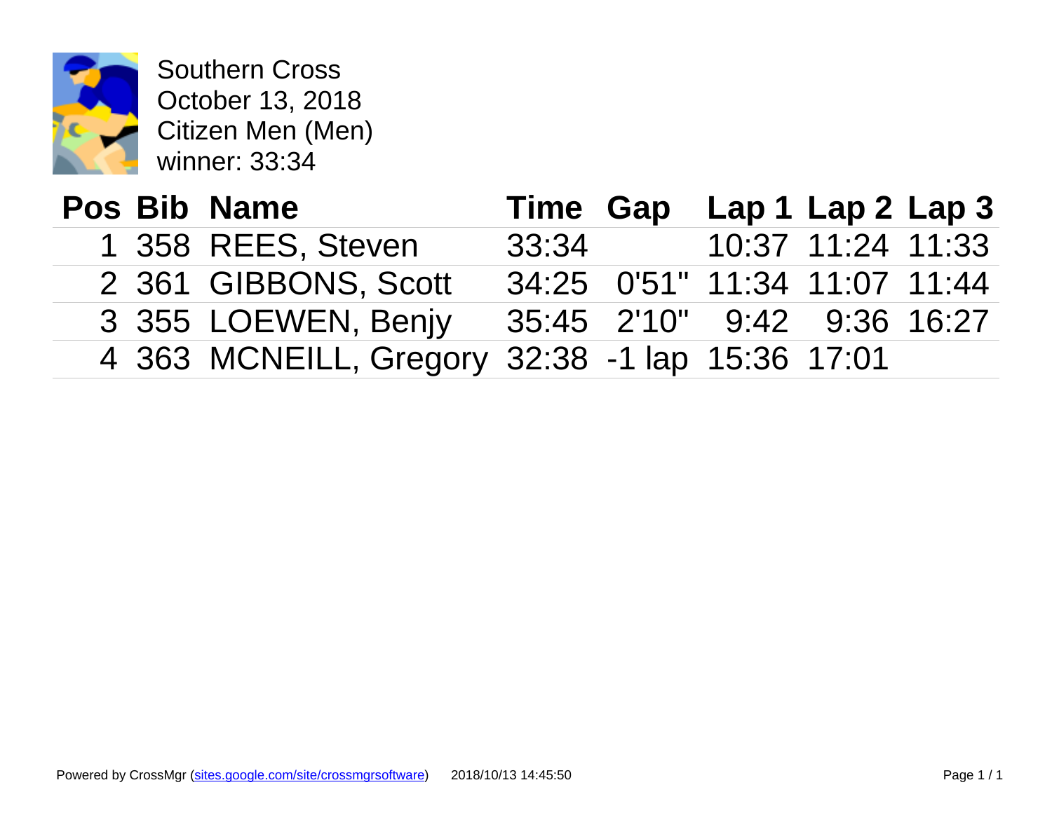Southern Cross
October 13, 2018
Citizen Men (Men)
winner: 33:34

| Pos | Bib | Name | Time | Gap | Lap 1 | Lap 2 | Lap 3 |
|---|---|---|---|---|---|---|---|
| 1 | 358 | REES, Steven | 33:34 | | 10:37 | 11:24 | 11:33 |
| 2 | 361 | GIBBONS, Scott | 34:25 | 0'51" | 11:34 | 11:07 | 11:44 |
| 3 | 355 | LOEWEN, Benjy | 35:45 | 2'10" | 9:42 | 9:36 | 16:27 |
| 4 | 363 | MCNEILL, Gregory | 32:38 | -1 lap | 15:36 | 17:01 | |

Powered by CrossMgr (sites.google.com/site/crossmgrsoftware) 2018/10/13 14:45:50